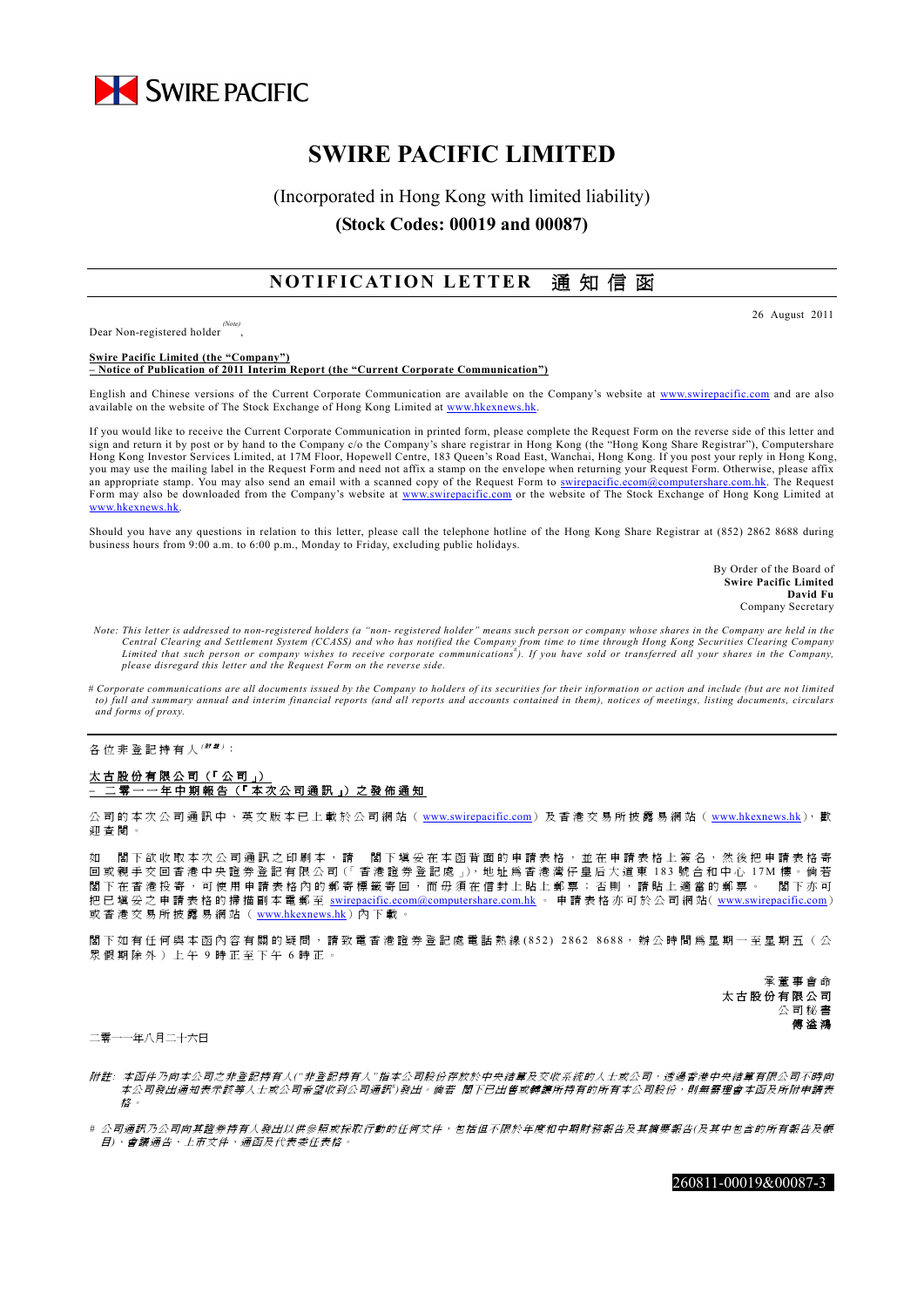SWIRE PACIFIC

# SWIRE PACIFIC LIMITED

(Incorporated in Hong Kong with limited liability)

**(Stock Codes: 00019 and 00087)**

## NOTIFICATION LETTER 通知信函

26 August 2011

Dear Non-registered holder[(Note)],

**Swire Pacific Limited (the "Company")**
**– Notice of Publication of 2011 Interim Report (the "Current Corporate Communication")**

English and Chinese versions of the Current Corporate Communication are available on the Company's website at www.swirepacific.com and are also available on the website of The Stock Exchange of Hong Kong Limited at www.hkexnews.hk.

If you would like to receive the Current Corporate Communication in printed form, please complete the Request Form on the reverse side of this letter and sign and return it by post or by hand to the Company c/o the Company's share registrar in Hong Kong (the "Hong Kong Share Registrar"), Computershare Hong Kong Investor Services Limited, at 17M Floor, Hopewell Centre, 183 Queen's Road East, Wanchai, Hong Kong. If you post your reply in Hong Kong, you may use the mailing label in the Request Form and need not affix a stamp on the envelope when returning your Request Form. Otherwise, please affix an appropriate stamp. You may also send an email with a scanned copy of the Request Form to swirepacific.ecom@computershare.com.hk. The Request Form may also be downloaded from the Company's website at www.swirepacific.com or the website of The Stock Exchange of Hong Kong Limited at www.hkexnews.hk.

Should you have any questions in relation to this letter, please call the telephone hotline of the Hong Kong Share Registrar at (852) 2862 8688 during business hours from 9:00 a.m. to 6:00 p.m., Monday to Friday, excluding public holidays.

By Order of the Board of
**Swire Pacific Limited**
**David Fu**
Company Secretary

*Note: This letter is addressed to non-registered holders (a "non- registered holder" means such person or company whose shares in the Company are held in the Central Clearing and Settlement System (CCASS) and who has notified the Company from time to time through Hong Kong Securities Clearing Company Limited that such person or company wishes to receive corporate communications[#]). If you have sold or transferred all your shares in the Company, please disregard this letter and the Request Form on the reverse side.*

*# Corporate communications are all documents issued by the Company to holders of its securities for their information or action and include (but are not limited to) full and summary annual and interim financial reports (and all reports and accounts contained in them), notices of meetings, listing documents, circulars and forms of proxy.*

---

各位非登記持有人[(附註)]：

**太古股份有限公司（「公司」）**
**– 二零一一年中期報告（「本次公司通訊」）之發佈通知**

公司的本次公司通訊中、英文版本已上載於公司網站（www.swirepacific.com）及香港交易所披露易網站（www.hkexnews.hk），歡迎查閱。

如 閣下欲收取本次公司通訊之印刷本，請 閣下填妥在本函背面的申請表格，並在申請表格上簽名，然後把申請表格寄回或親手交回香港中央證券登記有限公司（「香港證券登記處」），地址為香港灣仔皇后大道東183號合和中心17M樓。倘若 閣下在香港投寄，可使用申請表格內的郵寄標籤寄回，而毋須在信封上貼上郵票；否則，請貼上適當的郵票。 閣下亦可把已填妥之申請表格的掃描副本電郵至 swirepacific.ecom@computershare.com.hk 。申請表格亦可於公司網站（www.swirepacific.com）或香港交易所披露易網站（www.hkexnews.hk）內下載。

閣下如有任何與本函內容有關的疑問，請致電香港證券登記處電話熱線(852) 2862 8688，辦公時間為星期一至星期五（公眾假期除外）上午9時正至下午6時正。

承董事會命
**太古股份有限公司**
公司秘書
**傅溢鴻**

二零一一年八月二十六日

*附註：本函件乃向本公司之非登記持有人("非登記持有人"指本公司股份存放於中央結算及交收系統的人士或公司，透過香港中央結算有限公司不時向本公司發出通知表示該等人士或公司希望收到公司通訊[#])發出。倘若 閣下已出售或轉讓所持有的所有本公司股份，則無需理會本函及所附申請表格。*

*# 公司通訊乃公司向其證券持有人發出以供參照或採取行動的任何文件，包括但不限於年度和中期財務報告及其摘要報告(及其中包含的所有報告及帳目)、會議通告、上市文件、通函及代表委任表格。*

260811-00019&00087-3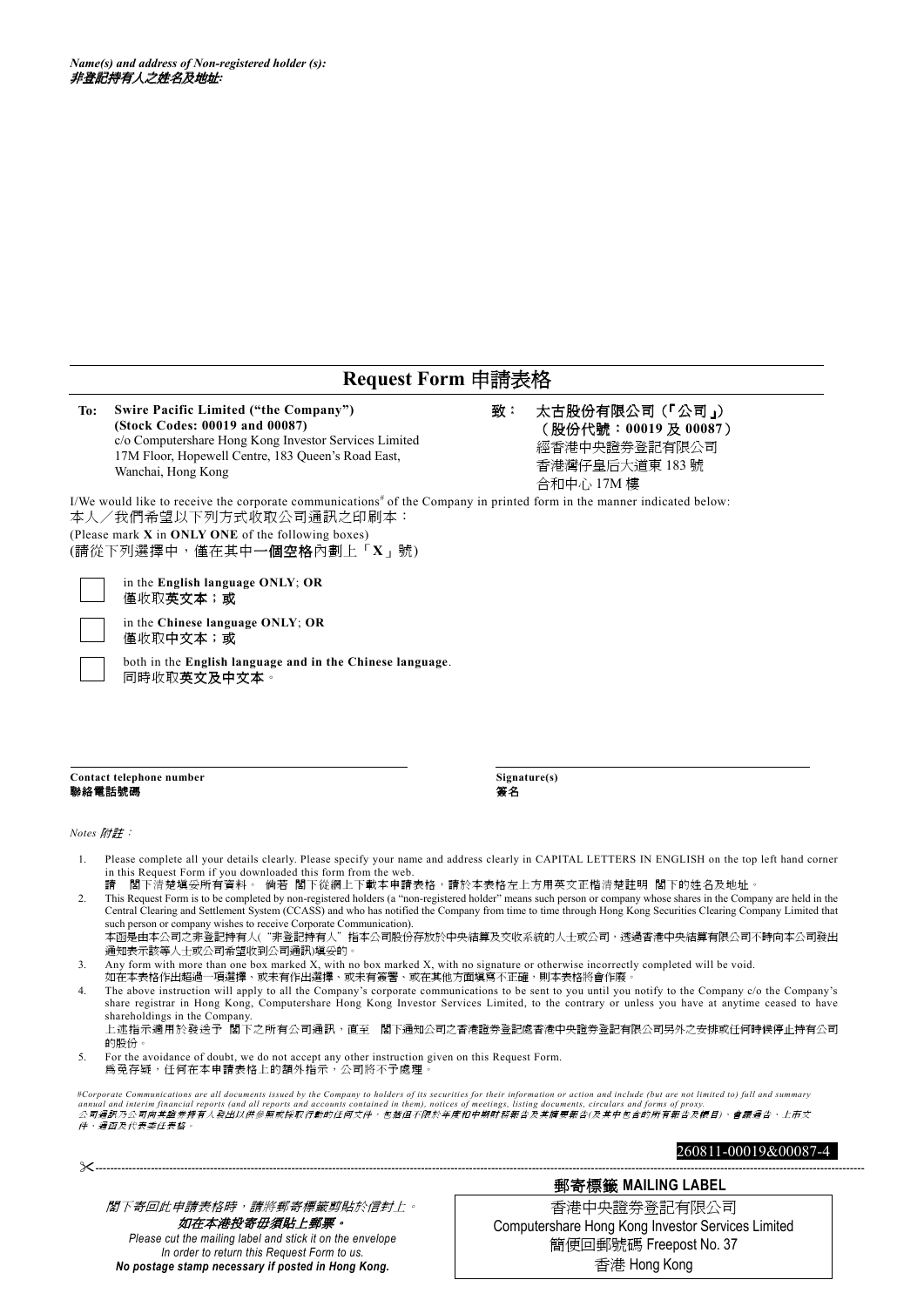***Name(s) and address of Non-registered holder (s):***
***非登記持有人之姓名及地址:***

# Request Form 申請表格

**To: Swire Pacific Limited ("the Company")**
**(Stock Codes: 00019 and 00087)**
c/o Computershare Hong Kong Investor Services Limited
17M Floor, Hopewell Centre, 183 Queen's Road East,
Wanchai, Hong Kong

**致： 太古股份有限公司（「公司」）**
**（股份代號：00019 及 00087）**
經香港中央證券登記有限公司
香港灣仔皇后大道東 183 號
合和中心 17M 樓

I/We would like to receive the corporate communications# of the Company in printed form in the manner indicated below:
本人／我們希望以下列方式收取公司通訊之印刷本：

(Please mark **X** in **ONLY ONE** of the following boxes)
(請從下列選擇中，僅在其中**一個空格**內劃上「**X**」號)

☐ in the **English language ONLY**; **OR**
僅收取**英文本；或**

☐ in the **Chinese language ONLY**; **OR**
僅收取**中文本；或**

☐ both in the **English language and in the Chinese language**.
同時收取**英文及中文本**。

**Contact telephone number**
**聯絡電話號碼**

**Signature(s)**
**簽名**

*Notes 附註：*

1. Please complete all your details clearly. Please specify your name and address clearly in CAPITAL LETTERS IN ENGLISH on the top left hand corner in this Request Form if you downloaded this form from the web.
請 閣下清楚填妥所有資料。 倘若 閣下從網上下載本申請表格，請於本表格左上方用英文正楷清楚註明 閣下的姓名及地址。
2. This Request Form is to be completed by non-registered holders (a "non-registered holder" means such person or company whose shares in the Company are held in the Central Clearing and Settlement System (CCASS) and who has notified the Company from time to time through Hong Kong Securities Clearing Company Limited that such person or company wishes to receive Corporate Communication).
本函是由本公司之非登記持有人("非登記持有人"指本公司股份存放於中央結算及交收系統的人士或公司，透過香港中央結算有限公司不時向本公司發出通知表示該等人士或公司希望收到公司通訊)填妥的。
3. Any form with more than one box marked X, with no box marked X, with no signature or otherwise incorrectly completed will be void.
如在本表格作出超過一項選擇、或未有作出選擇、或未有簽署、或在其他方面填寫不正確，則本表格將會作廢。
4. The above instruction will apply to all the Company's corporate communications to be sent to you until you notify to the Company c/o the Company's share registrar in Hong Kong, Computershare Hong Kong Investor Services Limited, to the contrary or unless you have at anytime ceased to have shareholdings in the Company.
上述指示適用於發送予 閣下之所有公司通訊，直至 閣下通知公司之香港證券登記處香港中央證券登記有限公司另外之安排或任何時候停止持有公司的股份。
5. For the avoidance of doubt, we do not accept any other instruction given on this Request Form.
為免存疑，任何在本申請表格上的額外指示，公司將不予處理。

*#Corporate Communications are all documents issued by the Company to holders of its securities for their information or action and include (but are not limited to) full and summary annual and interim financial reports (and all reports and accounts contained in them), notices of meetings, listing documents, circulars and forms of proxy.*
*公司通訊乃公司向其證券持有人發出以供參照或採取行動的任何文件，包括但不限於年度和中期財務報告及其摘要報告(及其中包含的所有報告及帳目)、會議通告、上市文件、通函及代表委任表格。*

260811-00019&00087-4

---

*閣下寄回此申請表格時，請將郵寄標籤剪貼於信封上。*
***如在本港投寄毋須貼上郵票。***
*Please cut the mailing label and stick it on the envelope*
*In order to return this Request Form to us.*
***No postage stamp necessary if posted in Hong Kong.***

**郵寄標籤 MAILING LABEL**

香港中央證券登記有限公司
Computershare Hong Kong Investor Services Limited
簡便回郵號碼 Freepost No. 37
香港 Hong Kong